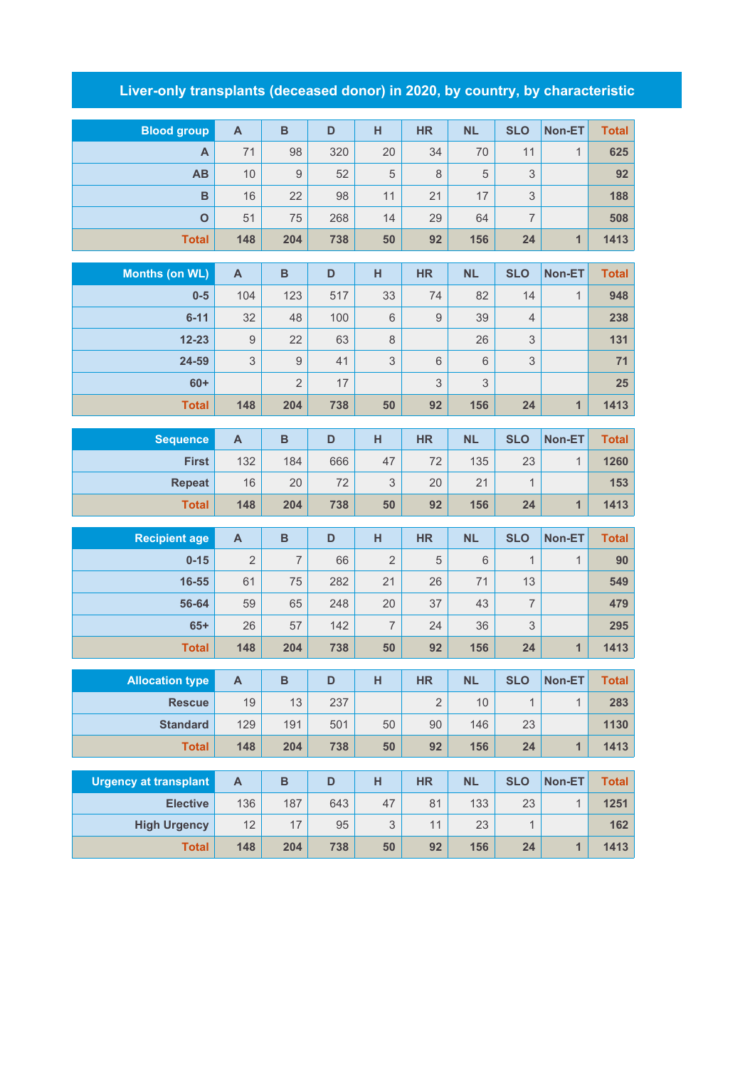# Liver-only transplants (deceased donor) in 2020, by country, by characteristic

| Blood group | A | B | D | H | HR | NL | SLO | Non-ET | Total |
|---|---|---|---|---|---|---|---|---|---|
| A | 71 | 98 | 320 | 20 | 34 | 70 | 11 | 1 | 625 |
| AB | 10 | 9 | 52 | 5 | 8 | 5 | 3 | | 92 |
| B | 16 | 22 | 98 | 11 | 21 | 17 | 3 | | 188 |
| O | 51 | 75 | 268 | 14 | 29 | 64 | 7 | | 508 |
| Total | 148 | 204 | 738 | 50 | 92 | 156 | 24 | 1 | 1413 |

| Months (on WL) | A | B | D | H | HR | NL | SLO | Non-ET | Total |
|---|---|---|---|---|---|---|---|---|---|
| 0-5 | 104 | 123 | 517 | 33 | 74 | 82 | 14 | 1 | 948 |
| 6-11 | 32 | 48 | 100 | 6 | 9 | 39 | 4 | | 238 |
| 12-23 | 9 | 22 | 63 | 8 | | 26 | 3 | | 131 |
| 24-59 | 3 | 9 | 41 | 3 | 6 | 6 | 3 | | 71 |
| 60+ | | 2 | 17 | | 3 | 3 | | | 25 |
| Total | 148 | 204 | 738 | 50 | 92 | 156 | 24 | 1 | 1413 |

| Sequence | A | B | D | H | HR | NL | SLO | Non-ET | Total |
|---|---|---|---|---|---|---|---|---|---|
| First | 132 | 184 | 666 | 47 | 72 | 135 | 23 | 1 | 1260 |
| Repeat | 16 | 20 | 72 | 3 | 20 | 21 | 1 | | 153 |
| Total | 148 | 204 | 738 | 50 | 92 | 156 | 24 | 1 | 1413 |

| Recipient age | A | B | D | H | HR | NL | SLO | Non-ET | Total |
|---|---|---|---|---|---|---|---|---|---|
| 0-15 | 2 | 7 | 66 | 2 | 5 | 6 | 1 | 1 | 90 |
| 16-55 | 61 | 75 | 282 | 21 | 26 | 71 | 13 | | 549 |
| 56-64 | 59 | 65 | 248 | 20 | 37 | 43 | 7 | | 479 |
| 65+ | 26 | 57 | 142 | 7 | 24 | 36 | 3 | | 295 |
| Total | 148 | 204 | 738 | 50 | 92 | 156 | 24 | 1 | 1413 |

| Allocation type | A | B | D | H | HR | NL | SLO | Non-ET | Total |
|---|---|---|---|---|---|---|---|---|---|
| Rescue | 19 | 13 | 237 | | 2 | 10 | 1 | 1 | 283 |
| Standard | 129 | 191 | 501 | 50 | 90 | 146 | 23 | | 1130 |
| Total | 148 | 204 | 738 | 50 | 92 | 156 | 24 | 1 | 1413 |

| Urgency at transplant | A | B | D | H | HR | NL | SLO | Non-ET | Total |
|---|---|---|---|---|---|---|---|---|---|
| Elective | 136 | 187 | 643 | 47 | 81 | 133 | 23 | 1 | 1251 |
| High Urgency | 12 | 17 | 95 | 3 | 11 | 23 | 1 | | 162 |
| Total | 148 | 204 | 738 | 50 | 92 | 156 | 24 | 1 | 1413 |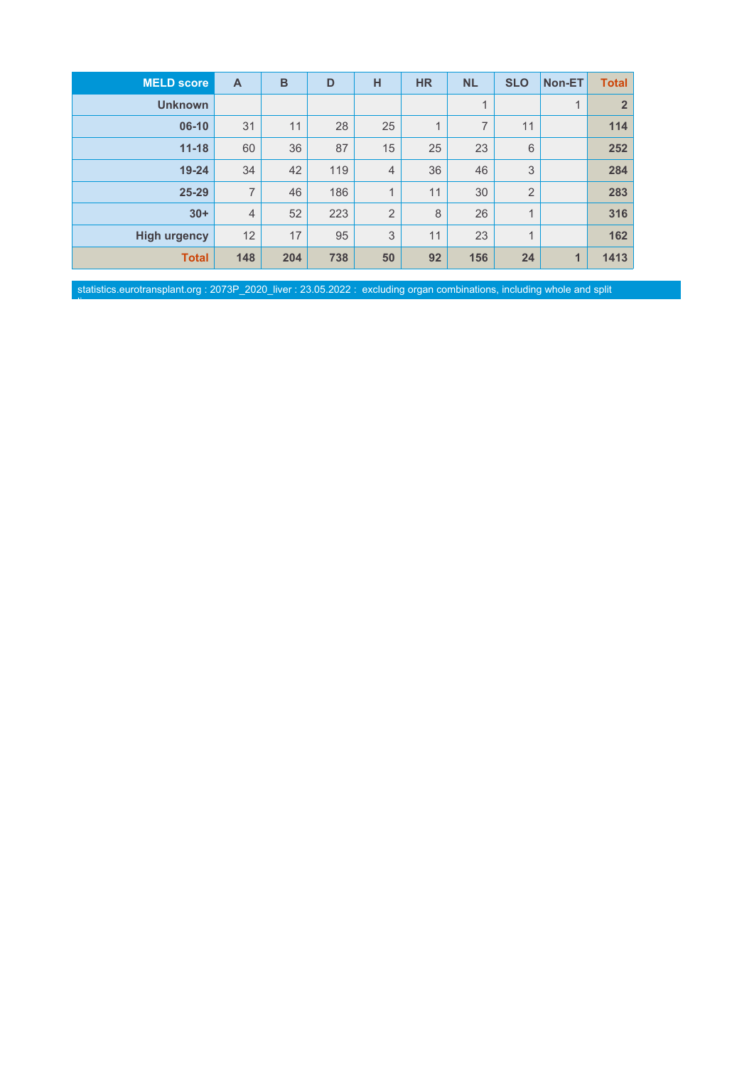| MELD score | A | B | D | H | HR | NL | SLO | Non-ET | Total |
|---|---|---|---|---|---|---|---|---|---|
| Unknown | | | | | | 1 | | 1 | 2 |
| 06-10 | 31 | 11 | 28 | 25 | 1 | 7 | 11 | | 114 |
| 11-18 | 60 | 36 | 87 | 15 | 25 | 23 | 6 | | 252 |
| 19-24 | 34 | 42 | 119 | 4 | 36 | 46 | 3 | | 284 |
| 25-29 | 7 | 46 | 186 | 1 | 11 | 30 | 2 | | 283 |
| 30+ | 4 | 52 | 223 | 2 | 8 | 26 | 1 | | 316 |
| High urgency | 12 | 17 | 95 | 3 | 11 | 23 | 1 | | 162 |
| **Total** | **148** | **204** | **738** | **50** | **92** | **156** | **24** | **1** | **1413** |

statistics.eurotransplant.org : 2073P_2020_liver : 23.05.2022 : excluding organ combinations, including whole and split li...